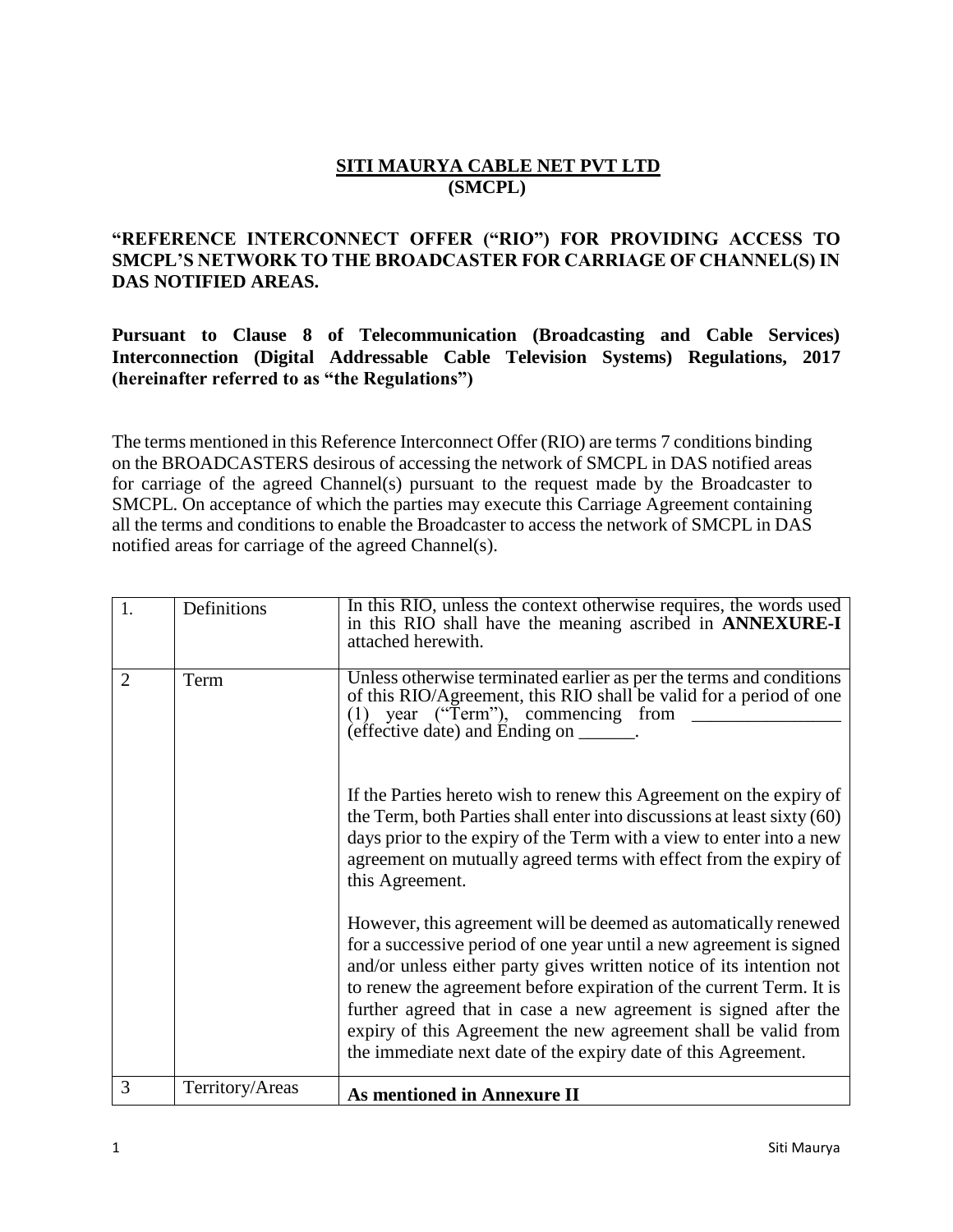# SITI MAURYA CABLE NET PVT LTD
## (SMCPL)

**"REFERENCE INTERCONNECT OFFER ("RIO") FOR PROVIDING ACCESS TO SMCPL'S NETWORK TO THE BROADCASTER FOR CARRIAGE OF CHANNEL(S) IN DAS NOTIFIED AREAS.**

**Pursuant to Clause 8 of Telecommunication (Broadcasting and Cable Services) Interconnection (Digital Addressable Cable Television Systems) Regulations, 2017 (hereinafter referred to as "the Regulations")**

The terms mentioned in this Reference Interconnect Offer (RIO) are terms 7 conditions binding on the BROADCASTERS desirous of accessing the network of SMCPL in DAS notified areas for carriage of the agreed Channel(s) pursuant to the request made by the Broadcaster to SMCPL. On acceptance of which the parties may execute this Carriage Agreement containing all the terms and conditions to enable the Broadcaster to access the network of SMCPL in DAS notified areas for carriage of the agreed Channel(s).

| | | |
|---|---|---|
| 1. | Definitions | In this RIO, unless the context otherwise requires, the words used in this RIO shall have the meaning ascribed in **ANNEXURE-I** attached herewith. |
| 2 | Term | Unless otherwise terminated earlier as per the terms and conditions of this RIO/Agreement, this RIO shall be valid for a period of one (1) year ("Term"), commencing from _______________ (effective date) and Ending on ______.<br><br>If the Parties hereto wish to renew this Agreement on the expiry of the Term, both Parties shall enter into discussions at least sixty (60) days prior to the expiry of the Term with a view to enter into a new agreement on mutually agreed terms with effect from the expiry of this Agreement.<br><br>However, this agreement will be deemed as automatically renewed for a successive period of one year until a new agreement is signed and/or unless either party gives written notice of its intention not to renew the agreement before expiration of the current Term. It is further agreed that in case a new agreement is signed after the expiry of this Agreement the new agreement shall be valid from the immediate next date of the expiry date of this Agreement. |
| 3 | Territory/Areas | **As mentioned in Annexure II** |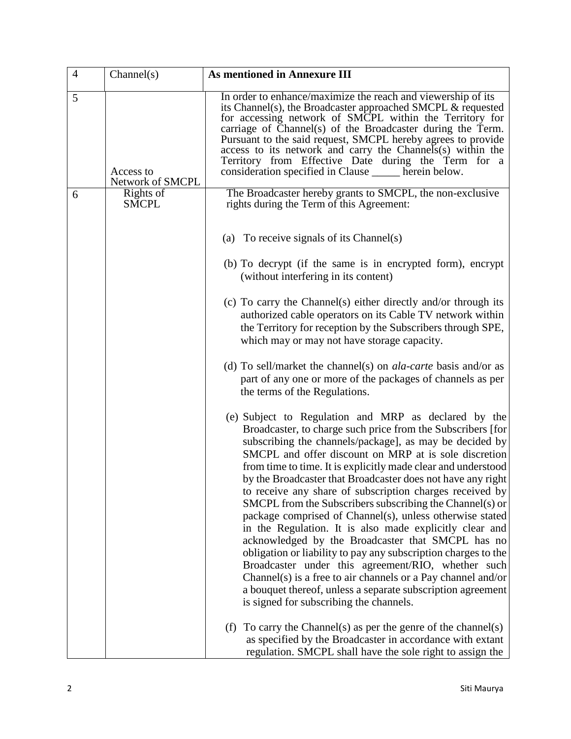| 4 | Channel(s) | **As mentioned in Annexure III** |
|---|---|---|
| 5 | Access to Network of SMCPL | In order to enhance/maximize the reach and viewership of its its Channel(s), the Broadcaster approached SMCPL & requested for accessing network of SMCPL within the Territory for carriage of Channel(s) of the Broadcaster during the Term. Pursuant to the said request, SMCPL hereby agrees to provide access to its network and carry the Channels(s) within the Territory from Effective Date during the Term for a consideration specified in Clause _____ herein below. |
| 6 | Rights of SMCPL | The Broadcaster hereby grants to SMCPL, the non-exclusive rights during the Term of this Agreement:<br><br>(a) To receive signals of its Channel(s)<br><br>(b) To decrypt (if the same is in encrypted form), encrypt (without interfering in its content)<br><br>(c) To carry the Channel(s) either directly and/or through its authorized cable operators on its Cable TV network within the Territory for reception by the Subscribers through SPE, which may or may not have storage capacity.<br><br>(d) To sell/market the channel(s) on *ala-carte* basis and/or as part of any one or more of the packages of channels as per the terms of the Regulations.<br><br>(e) Subject to Regulation and MRP as declared by the Broadcaster, to charge such price from the Subscribers [for subscribing the channels/package], as may be decided by SMCPL and offer discount on MRP at is sole discretion from time to time. It is explicitly made clear and understood by the Broadcaster that Broadcaster does not have any right to receive any share of subscription charges received by SMCPL from the Subscribers subscribing the Channel(s) or package comprised of Channel(s), unless otherwise stated in the Regulation. It is also made explicitly clear and acknowledged by the Broadcaster that SMCPL has no obligation or liability to pay any subscription charges to the Broadcaster under this agreement/RIO, whether such Channel(s) is a free to air channels or a Pay channel and/or a bouquet thereof, unless a separate subscription agreement is signed for subscribing the channels.<br><br>(f) To carry the Channel(s) as per the genre of the channel(s) as specified by the Broadcaster in accordance with extant regulation. SMCPL shall have the sole right to assign the |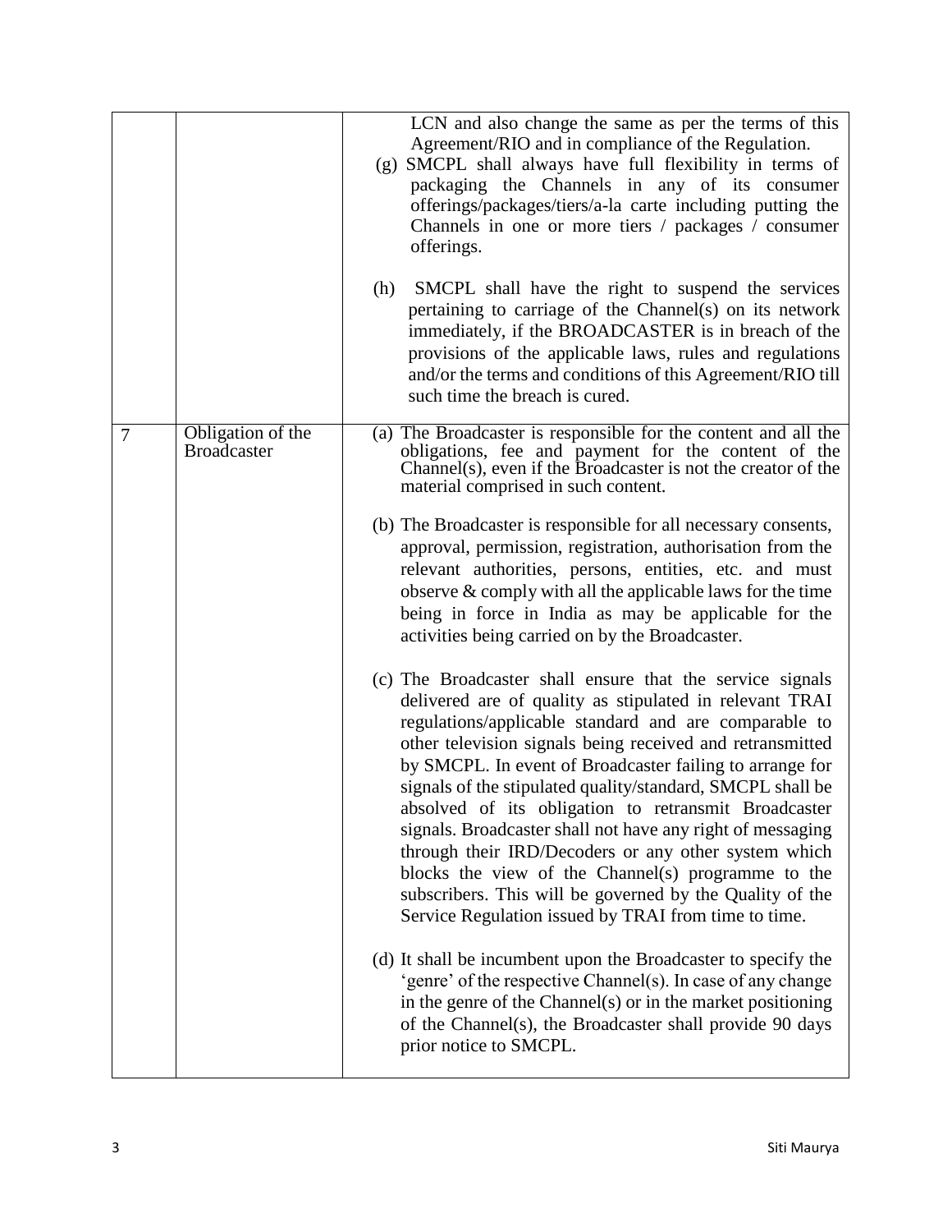|  |  |  |
|---|---|---|
|  |  | LCN and also change the same as per the terms of this Agreement/RIO and in compliance of the Regulation.<br>(g) SMCPL shall always have full flexibility in terms of packaging the Channels in any of its consumer offerings/packages/tiers/a-la carte including putting the Channels in one or more tiers / packages / consumer offerings.<br><br>(h) SMCPL shall have the right to suspend the services pertaining to carriage of the Channel(s) on its network immediately, if the BROADCASTER is in breach of the provisions of the applicable laws, rules and regulations and/or the terms and conditions of this Agreement/RIO till such time the breach is cured. |
| 7 | Obligation of the Broadcaster | (a) The Broadcaster is responsible for the content and all the obligations, fee and payment for the content of the Channel(s), even if the Broadcaster is not the creator of the material comprised in such content.<br><br>(b) The Broadcaster is responsible for all necessary consents, approval, permission, registration, authorisation from the relevant authorities, persons, entities, etc. and must observe & comply with all the applicable laws for the time being in force in India as may be applicable for the activities being carried on by the Broadcaster.<br><br>(c) The Broadcaster shall ensure that the service signals delivered are of quality as stipulated in relevant TRAI regulations/applicable standard and are comparable to other television signals being received and retransmitted by SMCPL. In event of Broadcaster failing to arrange for signals of the stipulated quality/standard, SMCPL shall be absolved of its obligation to retransmit Broadcaster signals. Broadcaster shall not have any right of messaging through their IRD/Decoders or any other system which blocks the view of the Channel(s) programme to the subscribers. This will be governed by the Quality of the Service Regulation issued by TRAI from time to time.<br><br>(d) It shall be incumbent upon the Broadcaster to specify the 'genre' of the respective Channel(s). In case of any change in the genre of the Channel(s) or in the market positioning of the Channel(s), the Broadcaster shall provide 90 days prior notice to SMCPL. |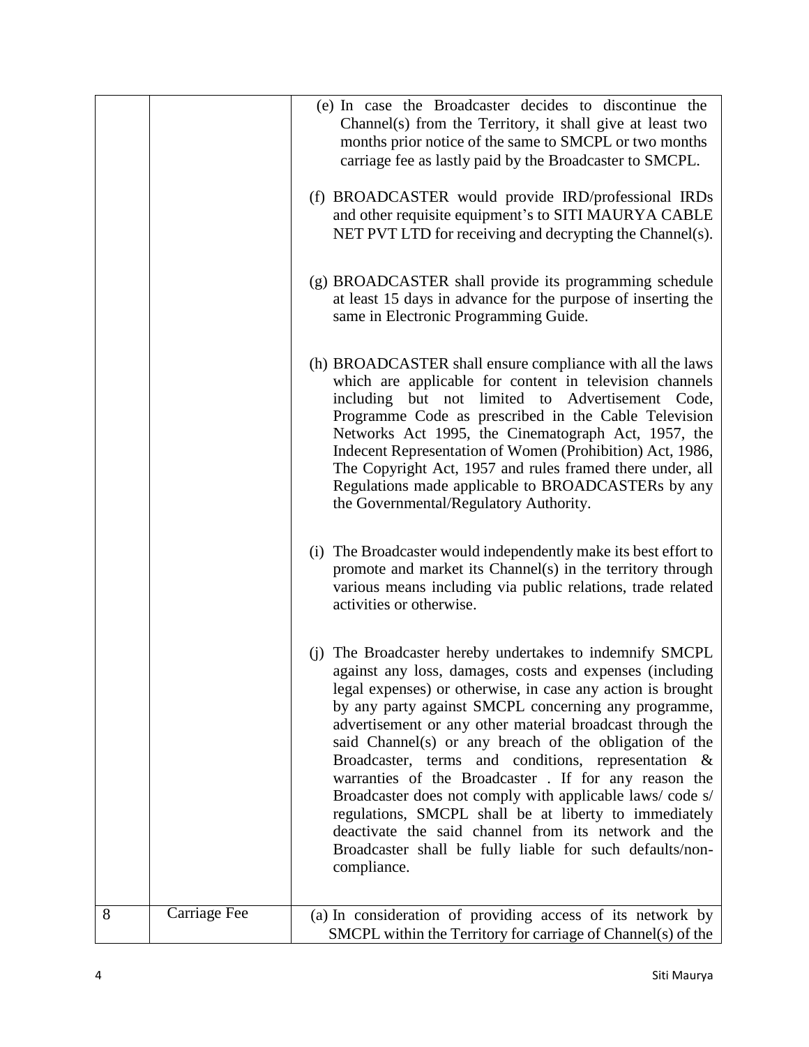| | | |
|---|---|---|
| | | (e) In case the Broadcaster decides to discontinue the Channel(s) from the Territory, it shall give at least two months prior notice of the same to SMCPL or two months carriage fee as lastly paid by the Broadcaster to SMCPL.<br><br>(f) BROADCASTER would provide IRD/professional IRDs and other requisite equipment's to SITI MAURYA CABLE NET PVT LTD for receiving and decrypting the Channel(s).<br><br>(g) BROADCASTER shall provide its programming schedule at least 15 days in advance for the purpose of inserting the same in Electronic Programming Guide.<br><br>(h) BROADCASTER shall ensure compliance with all the laws which are applicable for content in television channels including but not limited to Advertisement Code, Programme Code as prescribed in the Cable Television Networks Act 1995, the Cinematograph Act, 1957, the Indecent Representation of Women (Prohibition) Act, 1986, The Copyright Act, 1957 and rules framed there under, all Regulations made applicable to BROADCASTERs by any the Governmental/Regulatory Authority.<br><br>(i) The Broadcaster would independently make its best effort to promote and market its Channel(s) in the territory through various means including via public relations, trade related activities or otherwise.<br><br>(j) The Broadcaster hereby undertakes to indemnify SMCPL against any loss, damages, costs and expenses (including legal expenses) or otherwise, in case any action is brought by any party against SMCPL concerning any programme, advertisement or any other material broadcast through the said Channel(s) or any breach of the obligation of the Broadcaster, terms and conditions, representation & warranties of the Broadcaster . If for any reason the Broadcaster does not comply with applicable laws/ code s/ regulations, SMCPL shall be at liberty to immediately deactivate the said channel from its network and the Broadcaster shall be fully liable for such defaults/non-compliance. |
| 8 | Carriage Fee | (a) In consideration of providing access of its network by SMCPL within the Territory for carriage of Channel(s) of the |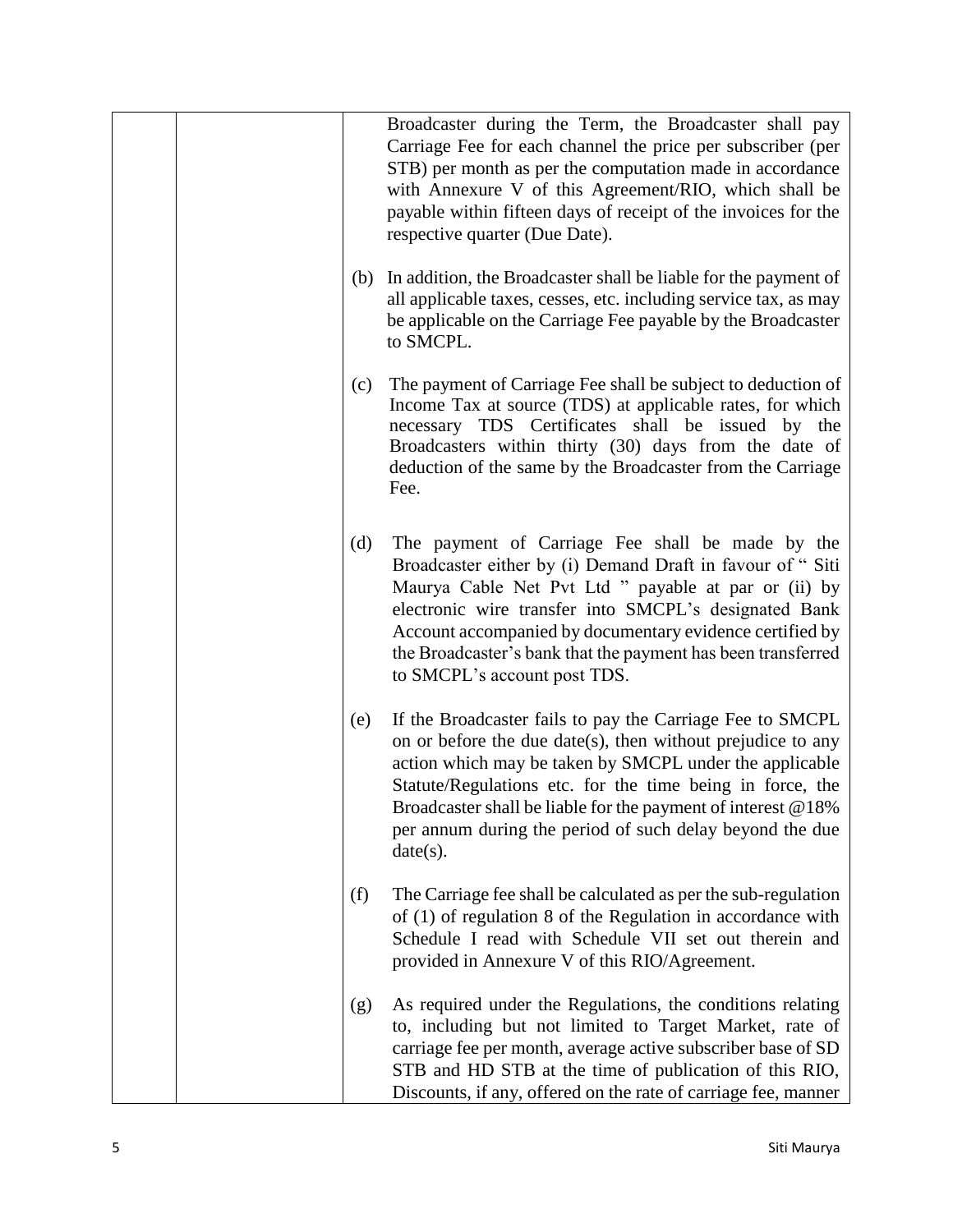| | | Broadcaster during the Term, the Broadcaster shall pay Carriage Fee for each channel the price per subscriber (per STB) per month as per the computation made in accordance with Annexure V of this Agreement/RIO, which shall be payable within fifteen days of receipt of the invoices for the respective quarter (Due Date).<br><br>(b) In addition, the Broadcaster shall be liable for the payment of all applicable taxes, cesses, etc. including service tax, as may be applicable on the Carriage Fee payable by the Broadcaster to SMCPL.<br><br>(c) The payment of Carriage Fee shall be subject to deduction of Income Tax at source (TDS) at applicable rates, for which necessary TDS Certificates shall be issued by the Broadcasters within thirty (30) days from the date of deduction of the same by the Broadcaster from the Carriage Fee.<br><br>(d) The payment of Carriage Fee shall be made by the Broadcaster either by (i) Demand Draft in favour of " Siti Maurya Cable Net Pvt Ltd " payable at par or (ii) by electronic wire transfer into SMCPL's designated Bank Account accompanied by documentary evidence certified by the Broadcaster's bank that the payment has been transferred to SMCPL's account post TDS.<br><br>(e) If the Broadcaster fails to pay the Carriage Fee to SMCPL on or before the due date(s), then without prejudice to any action which may be taken by SMCPL under the applicable Statute/Regulations etc. for the time being in force, the Broadcaster shall be liable for the payment of interest @18% per annum during the period of such delay beyond the due date(s).<br><br>(f) The Carriage fee shall be calculated as per the sub-regulation of (1) of regulation 8 of the Regulation in accordance with Schedule I read with Schedule VII set out therein and provided in Annexure V of this RIO/Agreement.<br><br>(g) As required under the Regulations, the conditions relating to, including but not limited to Target Market, rate of carriage fee per month, average active subscriber base of SD STB and HD STB at the time of publication of this RIO, Discounts, if any, offered on the rate of carriage fee, manner |
|---|---|---|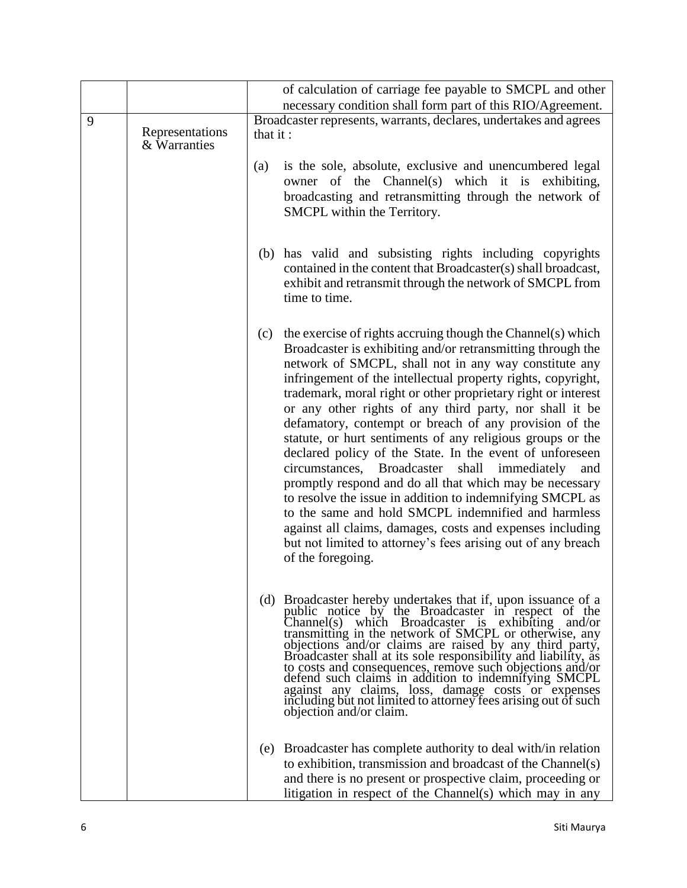| | | |
|---|---|---|
| | | of calculation of carriage fee payable to SMCPL and other necessary condition shall form part of this RIO/Agreement. |
| 9 | Representations & Warranties | Broadcaster represents, warrants, declares, undertakes and agrees that it :<br><br>(a) is the sole, absolute, exclusive and unencumbered legal owner of the Channel(s) which it is exhibiting, broadcasting and retransmitting through the network of SMCPL within the Territory.<br><br>(b) has valid and subsisting rights including copyrights contained in the content that Broadcaster(s) shall broadcast, exhibit and retransmit through the network of SMCPL from time to time.<br><br>(c) the exercise of rights accruing though the Channel(s) which Broadcaster is exhibiting and/or retransmitting through the network of SMCPL, shall not in any way constitute any infringement of the intellectual property rights, copyright, trademark, moral right or other proprietary right or interest or any other rights of any third party, nor shall it be defamatory, contempt or breach of any provision of the statute, or hurt sentiments of any religious groups or the declared policy of the State. In the event of unforeseen circumstances, Broadcaster shall immediately and promptly respond and do all that which may be necessary to resolve the issue in addition to indemnifying SMCPL as to the same and hold SMCPL indemnified and harmless against all claims, damages, costs and expenses including but not limited to attorney's fees arising out of any breach of the foregoing.<br><br>(d) Broadcaster hereby undertakes that if, upon issuance of a public notice by the Broadcaster in respect of the Channel(s) which Broadcaster is exhibiting and/or transmitting in the network of SMCPL or otherwise, any objections and/or claims are raised by any third party, Broadcaster shall at its sole responsibility and liability, as to costs and consequences, remove such objections and/or defend such claims in addition to indemnifying SMCPL against any claims, loss, damage costs or expenses including but not limited to attorney fees arising out of such objection and/or claim.<br><br>(e) Broadcaster has complete authority to deal with/in relation to exhibition, transmission and broadcast of the Channel(s) and there is no present or prospective claim, proceeding or litigation in respect of the Channel(s) which may in any |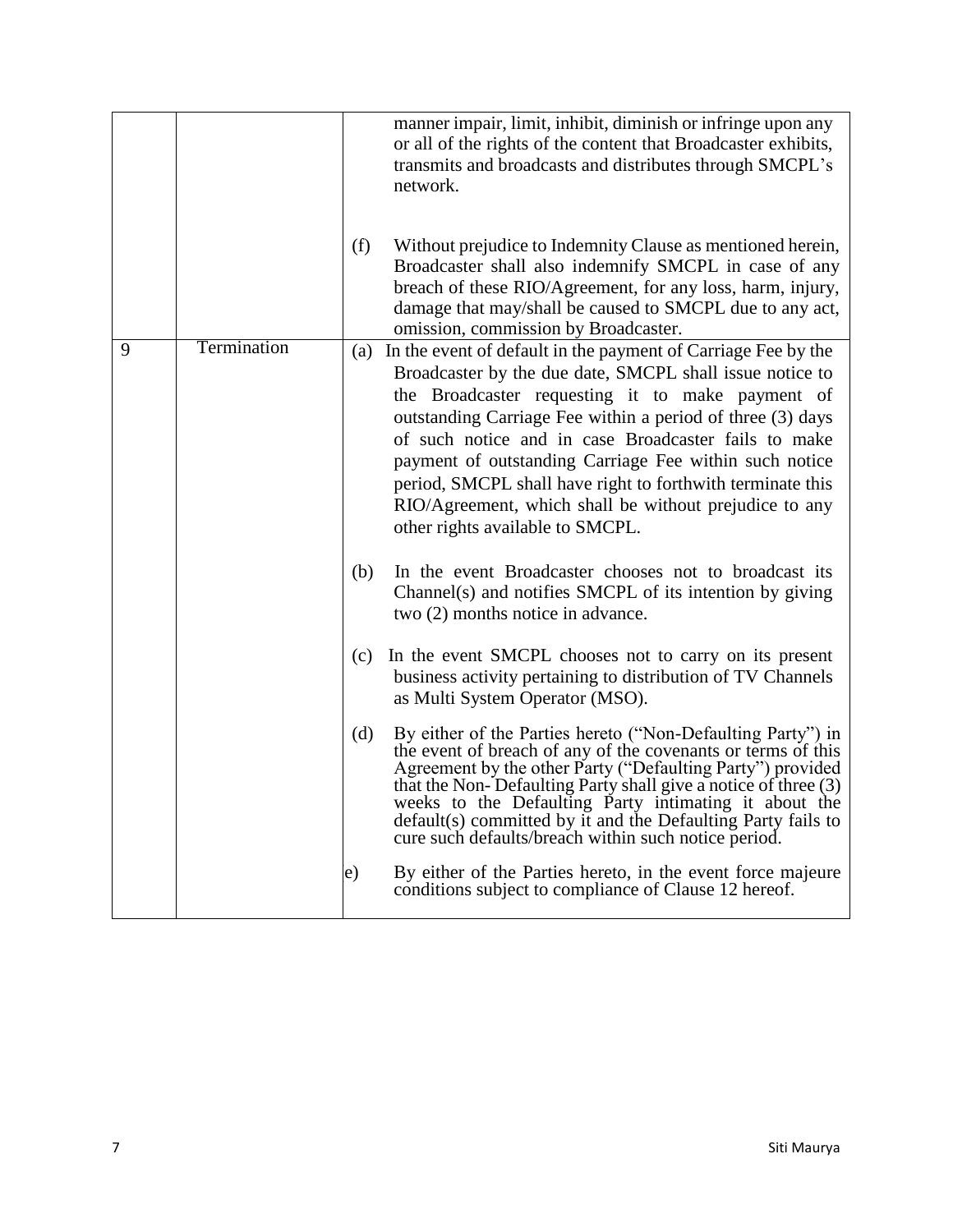| | | |
|---|---|---|
| | | manner impair, limit, inhibit, diminish or infringe upon any or all of the rights of the content that Broadcaster exhibits, transmits and broadcasts and distributes through SMCPL's network.<br><br>(f) Without prejudice to Indemnity Clause as mentioned herein, Broadcaster shall also indemnify SMCPL in case of any breach of these RIO/Agreement, for any loss, harm, injury, damage that may/shall be caused to SMCPL due to any act, omission, commission by Broadcaster. |
| 9 | Termination | (a) In the event of default in the payment of Carriage Fee by the Broadcaster by the due date, SMCPL shall issue notice to the Broadcaster requesting it to make payment of outstanding Carriage Fee within a period of three (3) days of such notice and in case Broadcaster fails to make payment of outstanding Carriage Fee within such notice period, SMCPL shall have right to forthwith terminate this RIO/Agreement, which shall be without prejudice to any other rights available to SMCPL.<br><br>(b) In the event Broadcaster chooses not to broadcast its Channel(s) and notifies SMCPL of its intention by giving two (2) months notice in advance.<br><br>(c) In the event SMCPL chooses not to carry on its present business activity pertaining to distribution of TV Channels as Multi System Operator (MSO).<br><br>(d) By either of the Parties hereto ("Non-Defaulting Party") in the event of breach of any of the covenants or terms of this Agreement by the other Party ("Defaulting Party") provided that the Non- Defaulting Party shall give a notice of three (3) weeks to the Defaulting Party intimating it about the default(s) committed by it and the Defaulting Party fails to cure such defaults/breach within such notice period.<br><br>e) By either of the Parties hereto, in the event force majeure conditions subject to compliance of Clause 12 hereof. |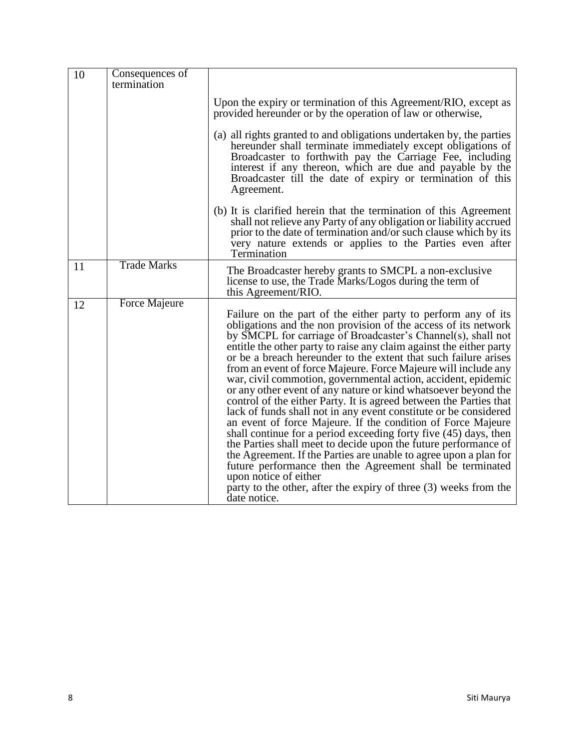| 10 | Consequences of termination | Upon the expiry or termination of this Agreement/RIO, except as provided hereunder or by the operation of law or otherwise,<br><br>(a) all rights granted to and obligations undertaken by, the parties hereunder shall terminate immediately except obligations of Broadcaster to forthwith pay the Carriage Fee, including interest if any thereon, which are due and payable by the Broadcaster till the date of expiry or termination of this Agreement.<br><br>(b) It is clarified herein that the termination of this Agreement shall not relieve any Party of any obligation or liability accrued prior to the date of termination and/or such clause which by its very nature extends or applies to the Parties even after Termination |
|---|---|---|
| 11 | Trade Marks | The Broadcaster hereby grants to SMCPL a non-exclusive license to use, the Trade Marks/Logos during the term of this Agreement/RIO. |
| 12 | Force Majeure | Failure on the part of the either party to perform any of its obligations and the non provision of the access of its network by SMCPL for carriage of Broadcaster's Channel(s), shall not entitle the other party to raise any claim against the either party or be a breach hereunder to the extent that such failure arises from an event of force Majeure. Force Majeure will include any war, civil commotion, governmental action, accident, epidemic or any other event of any nature or kind whatsoever beyond the control of the either Party. It is agreed between the Parties that lack of funds shall not in any event constitute or be considered an event of force Majeure. If the condition of Force Majeure shall continue for a period exceeding forty five (45) days, then the Parties shall meet to decide upon the future performance of the Agreement. If the Parties are unable to agree upon a plan for future performance then the Agreement shall be terminated upon notice of either party to the other, after the expiry of three (3) weeks from the date notice. |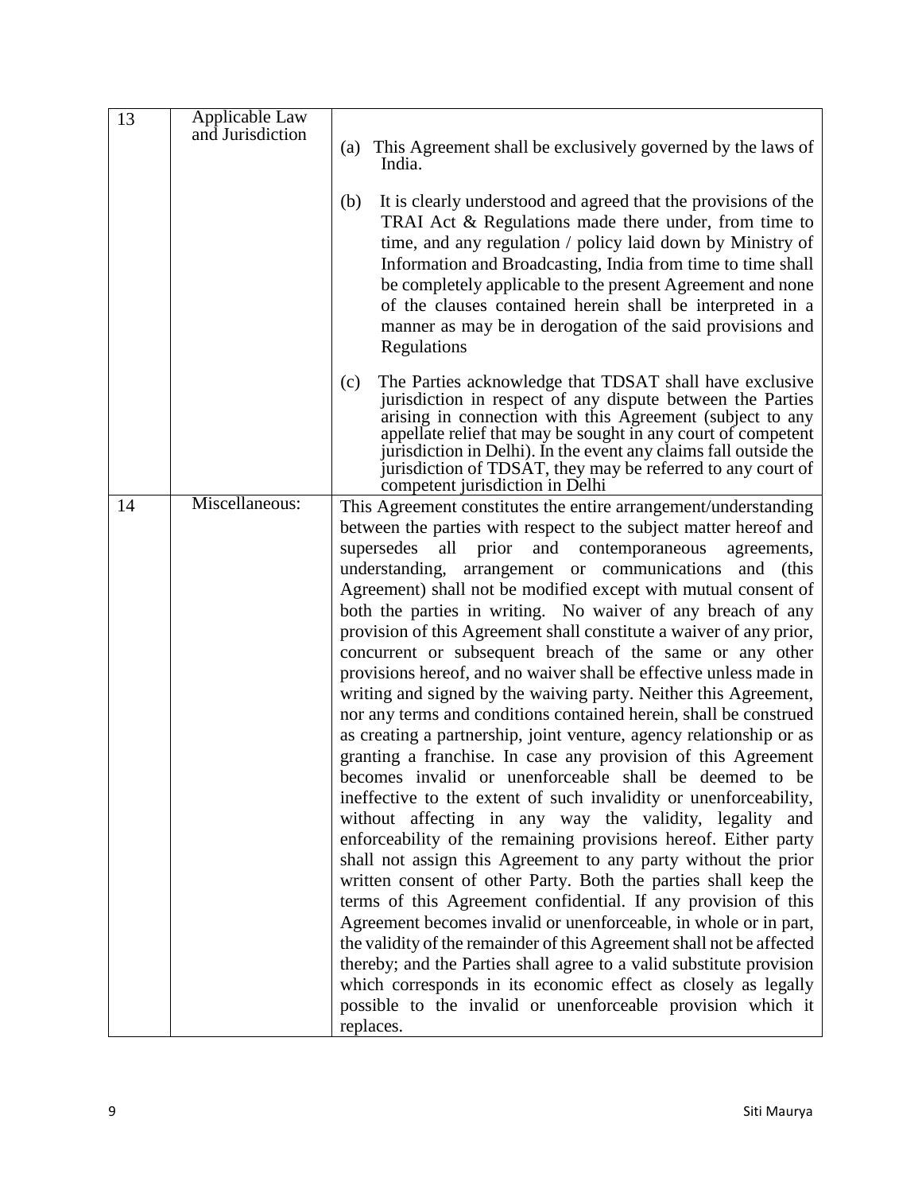| 13 | Applicable Law and Jurisdiction | (a) This Agreement shall be exclusively governed by the laws of India.<br><br>(b) It is clearly understood and agreed that the provisions of the TRAI Act & Regulations made there under, from time to time, and any regulation / policy laid down by Ministry of Information and Broadcasting, India from time to time shall be completely applicable to the present Agreement and none of the clauses contained herein shall be interpreted in a manner as may be in derogation of the said provisions and Regulations<br><br>(c) The Parties acknowledge that TDSAT shall have exclusive jurisdiction in respect of any dispute between the Parties arising in connection with this Agreement (subject to any appellate relief that may be sought in any court of competent jurisdiction in Delhi). In the event any claims fall outside the jurisdiction of TDSAT, they may be referred to any court of competent jurisdiction in Delhi |
|---|---|---|
| 14 | Miscellaneous: | This Agreement constitutes the entire arrangement/understanding between the parties with respect to the subject matter hereof and supersedes all prior and contemporaneous agreements, understanding, arrangement or communications and (this Agreement) shall not be modified except with mutual consent of both the parties in writing. No waiver of any breach of any provision of this Agreement shall constitute a waiver of any prior, concurrent or subsequent breach of the same or any other provisions hereof, and no waiver shall be effective unless made in writing and signed by the waiving party. Neither this Agreement, nor any terms and conditions contained herein, shall be construed as creating a partnership, joint venture, agency relationship or as granting a franchise. In case any provision of this Agreement becomes invalid or unenforceable shall be deemed to be ineffective to the extent of such invalidity or unenforceability, without affecting in any way the validity, legality and enforceability of the remaining provisions hereof. Either party shall not assign this Agreement to any party without the prior written consent of other Party. Both the parties shall keep the terms of this Agreement confidential. If any provision of this Agreement becomes invalid or unenforceable, in whole or in part, the validity of the remainder of this Agreement shall not be affected thereby; and the Parties shall agree to a valid substitute provision which corresponds in its economic effect as closely as legally possible to the invalid or unenforceable provision which it replaces. |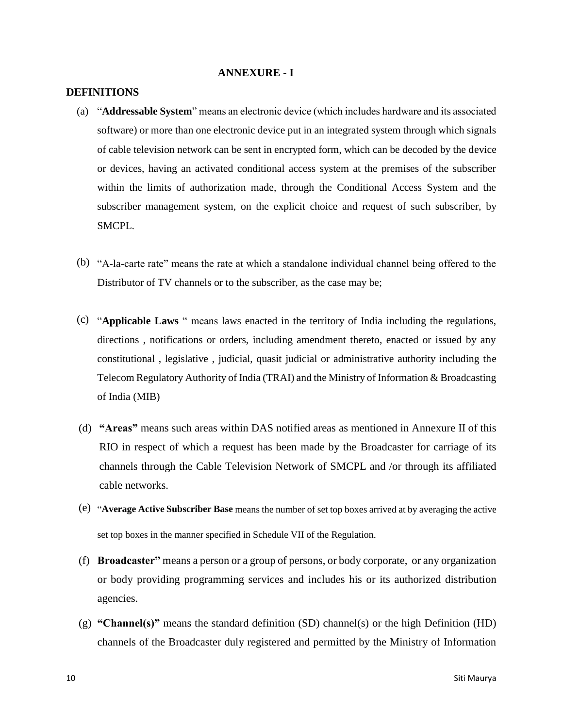## ANNEXURE - I

### DEFINITIONS

(a) "**Addressable System**" means an electronic device (which includes hardware and its associated software) or more than one electronic device put in an integrated system through which signals of cable television network can be sent in encrypted form, which can be decoded by the device or devices, having an activated conditional access system at the premises of the subscriber within the limits of authorization made, through the Conditional Access System and the subscriber management system, on the explicit choice and request of such subscriber, by SMCPL.

(b) "A-la-carte rate" means the rate at which a standalone individual channel being offered to the Distributor of TV channels or to the subscriber, as the case may be;

(c) "**Applicable Laws** " means laws enacted in the territory of India including the regulations, directions , notifications or orders, including amendment thereto, enacted or issued by any constitutional , legislative , judicial, quasit judicial or administrative authority including the Telecom Regulatory Authority of India (TRAI) and the Ministry of Information & Broadcasting of India (MIB)

(d) **"Areas"** means such areas within DAS notified areas as mentioned in Annexure II of this RIO in respect of which a request has been made by the Broadcaster for carriage of its channels through the Cable Television Network of SMCPL and /or through its affiliated cable networks.

(e) "**Average Active Subscriber Base** means the number of set top boxes arrived at by averaging the active set top boxes in the manner specified in Schedule VII of the Regulation.

(f) **Broadcaster"** means a person or a group of persons, or body corporate, or any organization or body providing programming services and includes his or its authorized distribution agencies.

(g) **"Channel(s)"** means the standard definition (SD) channel(s) or the high Definition (HD) channels of the Broadcaster duly registered and permitted by the Ministry of Information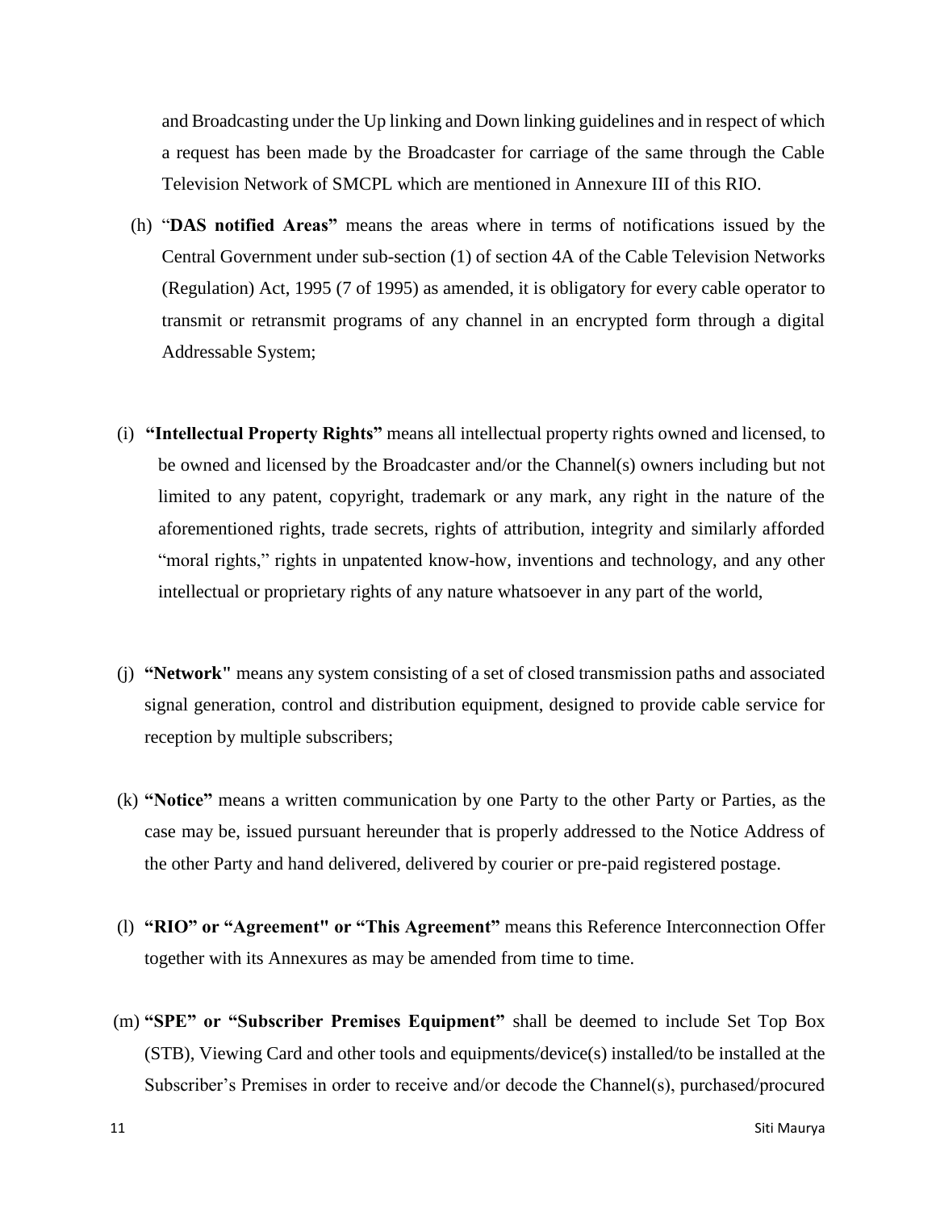and Broadcasting under the Up linking and Down linking guidelines and in respect of which a request has been made by the Broadcaster for carriage of the same through the Cable Television Network of SMCPL which are mentioned in Annexure III of this RIO.

(h) "**DAS notified Areas"** means the areas where in terms of notifications issued by the Central Government under sub-section (1) of section 4A of the Cable Television Networks (Regulation) Act, 1995 (7 of 1995) as amended, it is obligatory for every cable operator to transmit or retransmit programs of any channel in an encrypted form through a digital Addressable System;

(i) **"Intellectual Property Rights"** means all intellectual property rights owned and licensed, to be owned and licensed by the Broadcaster and/or the Channel(s) owners including but not limited to any patent, copyright, trademark or any mark, any right in the nature of the aforementioned rights, trade secrets, rights of attribution, integrity and similarly afforded "moral rights," rights in unpatented know-how, inventions and technology, and any other intellectual or proprietary rights of any nature whatsoever in any part of the world,

(j) **"Network"** means any system consisting of a set of closed transmission paths and associated signal generation, control and distribution equipment, designed to provide cable service for reception by multiple subscribers;

(k) **"Notice"** means a written communication by one Party to the other Party or Parties, as the case may be, issued pursuant hereunder that is properly addressed to the Notice Address of the other Party and hand delivered, delivered by courier or pre-paid registered postage.

(l) **"RIO" or "Agreement" or "This Agreement"** means this Reference Interconnection Offer together with its Annexures as may be amended from time to time.

(m) **"SPE" or "Subscriber Premises Equipment"** shall be deemed to include Set Top Box (STB), Viewing Card and other tools and equipments/device(s) installed/to be installed at the Subscriber's Premises in order to receive and/or decode the Channel(s), purchased/procured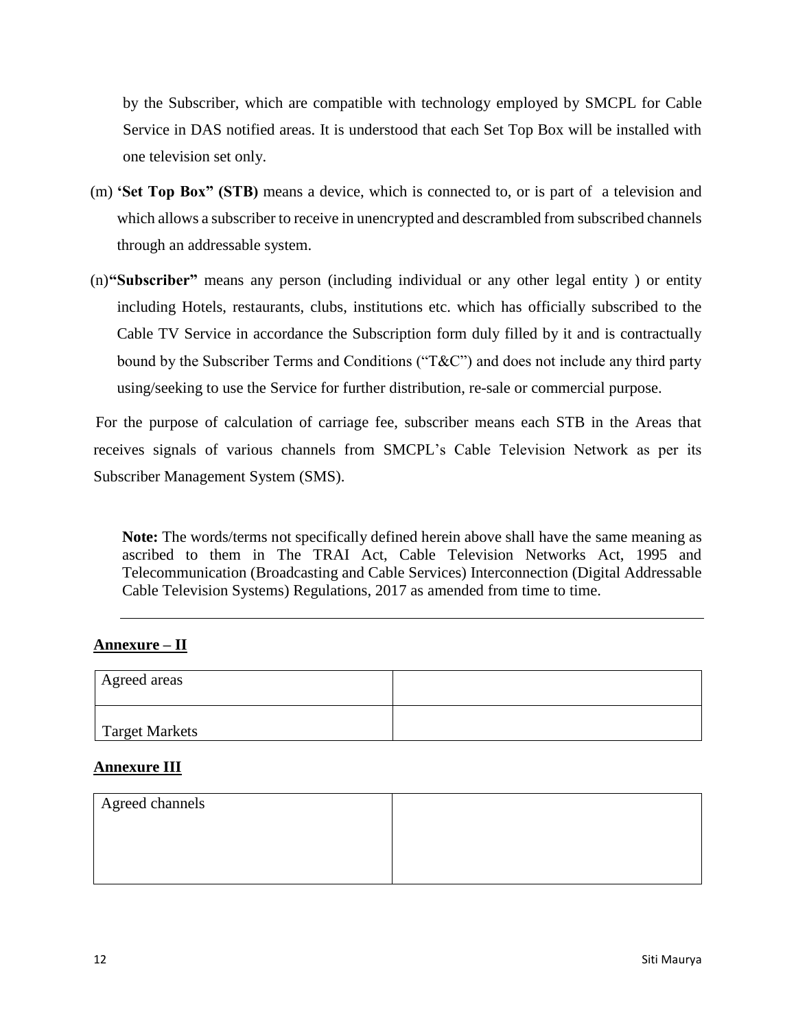by the Subscriber, which are compatible with technology employed by SMCPL for Cable Service in DAS notified areas. It is understood that each Set Top Box will be installed with one television set only.

(m) **'Set Top Box" (STB)** means a device, which is connected to, or is part of a television and which allows a subscriber to receive in unencrypted and descrambled from subscribed channels through an addressable system.

(n) **"Subscriber"** means any person (including individual or any other legal entity ) or entity including Hotels, restaurants, clubs, institutions etc. which has officially subscribed to the Cable TV Service in accordance the Subscription form duly filled by it and is contractually bound by the Subscriber Terms and Conditions ("T&C") and does not include any third party using/seeking to use the Service for further distribution, re-sale or commercial purpose.

For the purpose of calculation of carriage fee, subscriber means each STB in the Areas that receives signals of various channels from SMCPL's Cable Television Network as per its Subscriber Management System (SMS).

**Note:** The words/terms not specifically defined herein above shall have the same meaning as ascribed to them in The TRAI Act, Cable Television Networks Act, 1995 and Telecommunication (Broadcasting and Cable Services) Interconnection (Digital Addressable Cable Television Systems) Regulations, 2017 as amended from time to time.

---

**Annexure – II**

| Agreed areas | |
|---|---|
| Target Markets | |

**Annexure III**

| Agreed channels | |
|---|---|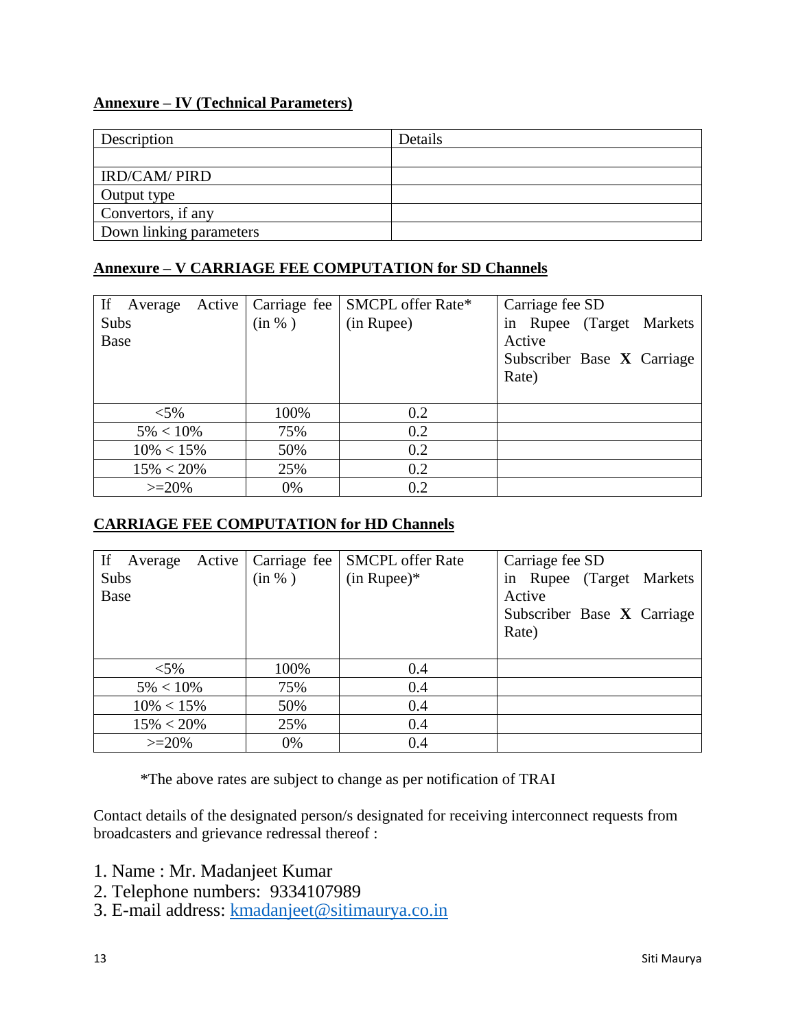## Annexure – IV (Technical Parameters)

| Description | Details |
| --- | --- |
| | |
| IRD/CAM/ PIRD | |
| Output type | |
| Convertors, if any | |
| Down linking parameters | |

## Annexure – V CARRIAGE FEE COMPUTATION for SD Channels

| If Average Active Subs Base | Carriage fee (in % ) | SMCPL offer Rate* (in Rupee) | Carriage fee SD in Rupee (Target Markets Active Subscriber Base **X** Carriage Rate) |
| --- | --- | --- | --- |
| <5% | 100% | 0.2 | |
| 5% < 10% | 75% | 0.2 | |
| 10% < 15% | 50% | 0.2 | |
| 15% < 20% | 25% | 0.2 | |
| >=20% | 0% | 0.2 | |

## CARRIAGE FEE COMPUTATION for HD Channels

| If Average Active Subs Base | Carriage fee (in % ) | SMCPL offer Rate (in Rupee)* | Carriage fee SD in Rupee (Target Markets Active Subscriber Base **X** Carriage Rate) |
| --- | --- | --- | --- |
| <5% | 100% | 0.4 | |
| 5% < 10% | 75% | 0.4 | |
| 10% < 15% | 50% | 0.4 | |
| 15% < 20% | 25% | 0.4 | |
| >=20% | 0% | 0.4 | |

*The above rates are subject to change as per notification of TRAI

Contact details of the designated person/s designated for receiving interconnect requests from broadcasters and grievance redressal thereof :

1. Name : Mr. Madanjeet Kumar
2. Telephone numbers: 9334107989
3. E-mail address: kmadanjeet@sitimaurya.co.in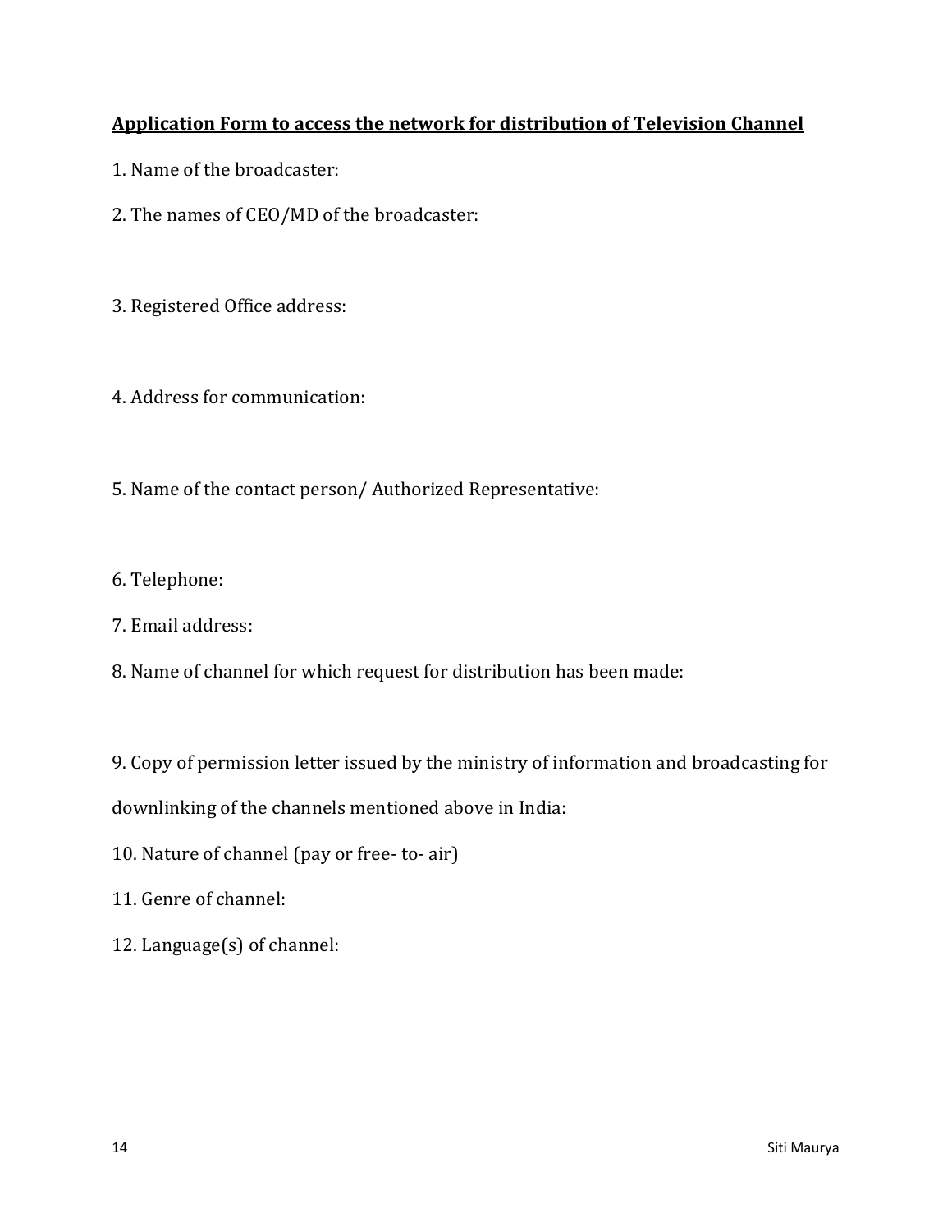**<u>Application Form to access the network for distribution of Television Channel</u>**

1. Name of the broadcaster:

2. The names of CEO/MD of the broadcaster:

3. Registered Office address:

4. Address for communication:

5. Name of the contact person/ Authorized Representative:

6. Telephone:

7. Email address:

8. Name of channel for which request for distribution has been made:

9. Copy of permission letter issued by the ministry of information and broadcasting for downlinking of the channels mentioned above in India:

10. Nature of channel (pay or free- to- air)

11. Genre of channel:

12. Language(s) of channel: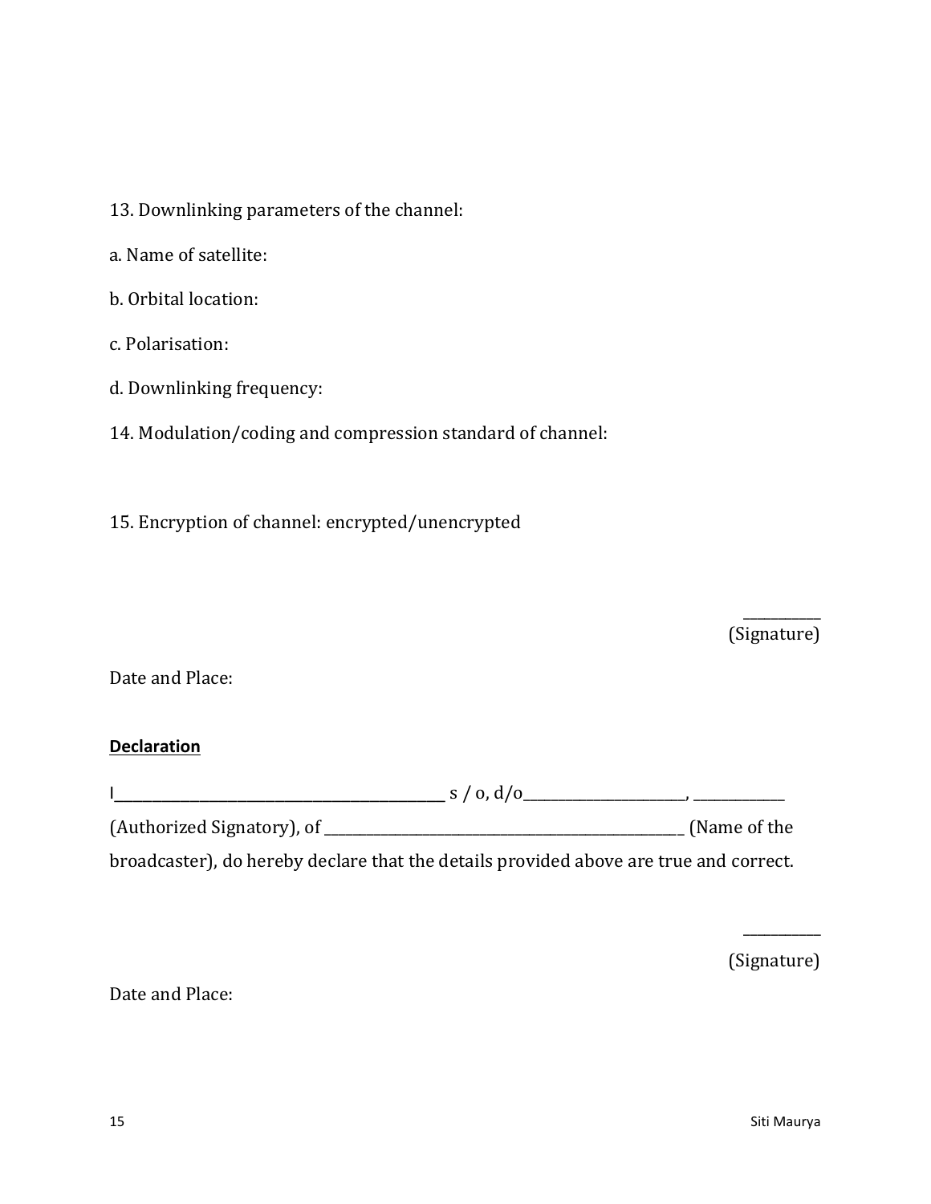13. Downlinking parameters of the channel:

a. Name of satellite:

b. Orbital location:

c. Polarisation:

d. Downlinking frequency:

14. Modulation/coding and compression standard of channel:

15. Encryption of channel: encrypted/unencrypted

__________
(Signature)

Date and Place:

**Declaration**

I_____________________________________________ s / o, d/o______________________, _____________ (Authorized Signatory), of ___________________________________________________ (Name of the broadcaster), do hereby declare that the details provided above are true and correct.

__________
(Signature)

Date and Place: